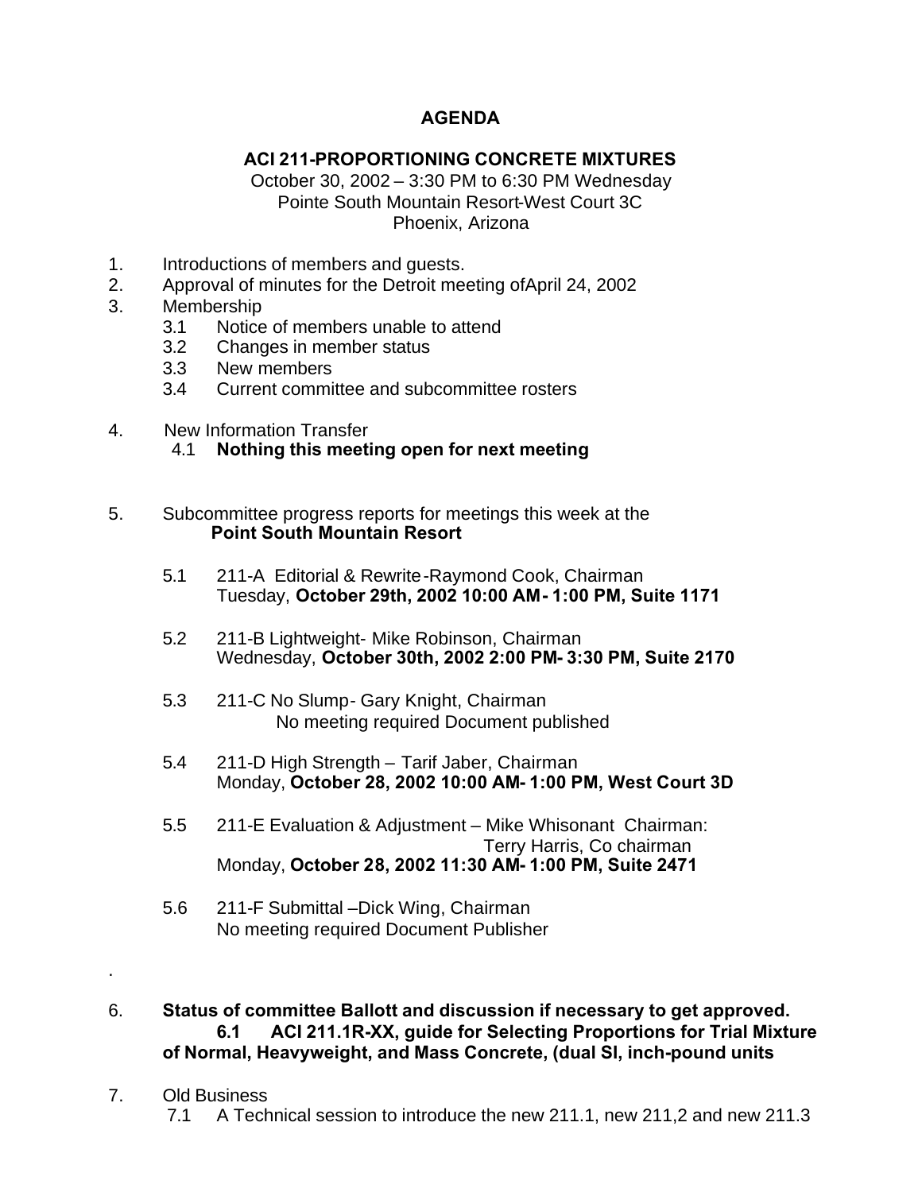# AGENDA

## ACI 211-PROPORTIONING CONCRETE MIXTURES

October 30, 2002 – 3:30 PM to 6:30 PM Wednesday
Pointe South Mountain Resort-West Court 3C
Phoenix, Arizona

1. Introductions of members and guests.
2. Approval of minutes for the Detroit meeting ofApril 24, 2002
3. Membership
   - 3.1 Notice of members unable to attend
   - 3.2 Changes in member status
   - 3.3 New members
   - 3.4 Current committee and subcommittee rosters
4. New Information Transfer
   - 4.1 **Nothing this meeting open for next meeting**
5. Subcommittee progress reports for meetings this week at the **Point South Mountain Resort**
   - 5.1 211-A Editorial & Rewrite-Raymond Cook, Chairman
     Tuesday, **October 29th, 2002 10:00 AM- 1:00 PM, Suite 1171**
   - 5.2 211-B Lightweight- Mike Robinson, Chairman
     Wednesday, **October 30th, 2002 2:00 PM- 3:30 PM, Suite 2170**
   - 5.3 211-C No Slump- Gary Knight, Chairman
     No meeting required Document published
   - 5.4 211-D High Strength – Tarif Jaber, Chairman
     Monday, **October 28, 2002 10:00 AM- 1:00 PM, West Court 3D**
   - 5.5 211-E Evaluation & Adjustment – Mike Whisonant Chairman:
     Terry Harris, Co chairman
     Monday, **October 28, 2002 11:30 AM- 1:00 PM, Suite 2471**
   - 5.6 211-F Submittal –Dick Wing, Chairman
     No meeting required Document Publisher

.

6. **Status of committee Ballott and discussion if necessary to get approved.**
   - **6.1 ACI 211.1R-XX, guide for Selecting Proportions for Trial Mixture of Normal, Heavyweight, and Mass Concrete, (dual SI, inch-pound units**
7. Old Business
   - 7.1 A Technical session to introduce the new 211.1, new 211,2 and new 211.3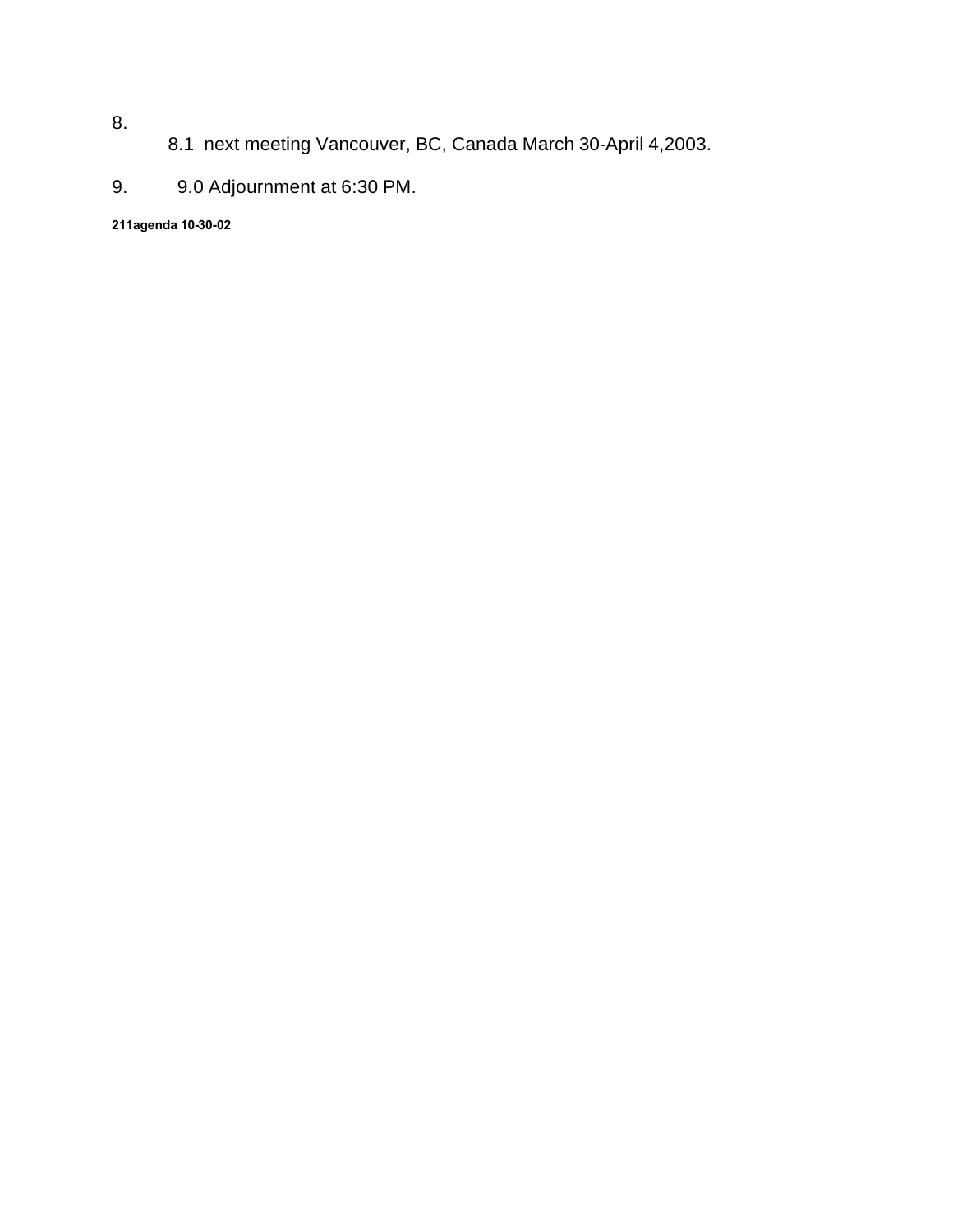8.

    8.1 next meeting Vancouver, BC, Canada March 30-April 4,2003.

9. 9.0 Adjournment at 6:30 PM.

**211agenda 10-30-02**